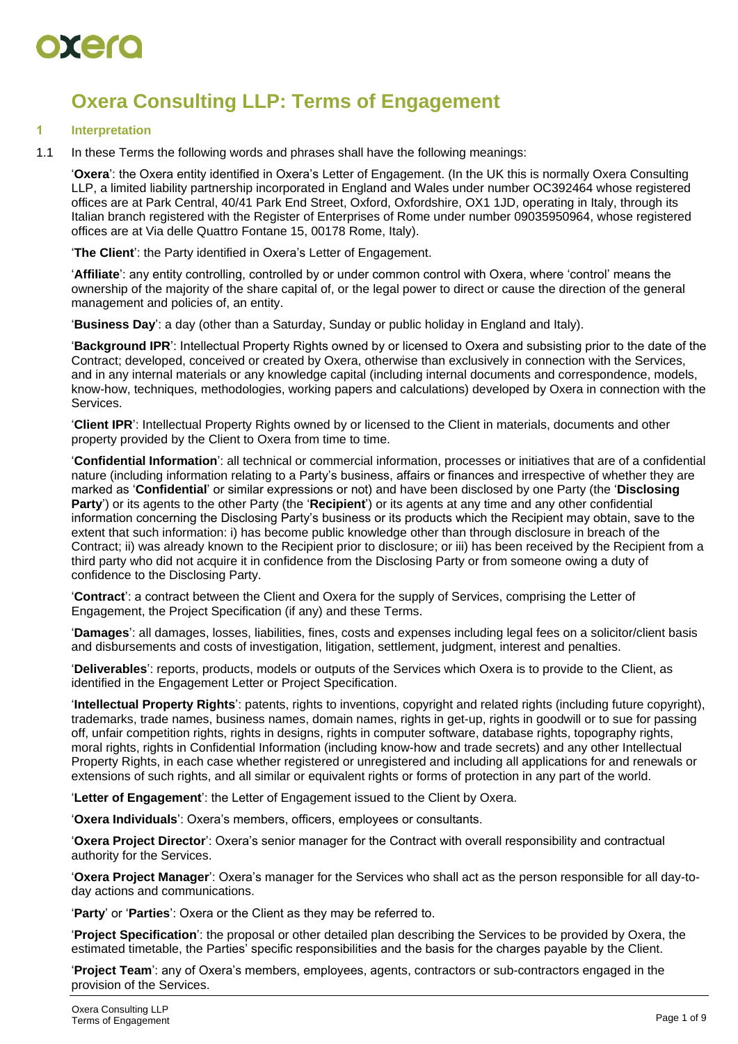# Oxera Consulting LLP: Terms of Engagement

## 1 Interpretation

1.1 In these Terms the following words and phrases shall have the following meanings:

'**Oxera**': the Oxera entity identified in Oxera's Letter of Engagement. (In the UK this is normally Oxera Consulting LLP, a limited liability partnership incorporated in England and Wales under number OC392464 whose registered offices are at Park Central, 40/41 Park End Street, Oxford, Oxfordshire, OX1 1JD, operating in Italy, through its Italian branch registered with the Register of Enterprises of Rome under number 09035950964, whose registered offices are at Via delle Quattro Fontane 15, 00178 Rome, Italy).

'**The Client**': the Party identified in Oxera's Letter of Engagement.

'**Affiliate**': any entity controlling, controlled by or under common control with Oxera, where 'control' means the ownership of the majority of the share capital of, or the legal power to direct or cause the direction of the general management and policies of, an entity.

'**Business Day**': a day (other than a Saturday, Sunday or public holiday in England and Italy).

'**Background IPR**': Intellectual Property Rights owned by or licensed to Oxera and subsisting prior to the date of the Contract; developed, conceived or created by Oxera, otherwise than exclusively in connection with the Services, and in any internal materials or any knowledge capital (including internal documents and correspondence, models, know-how, techniques, methodologies, working papers and calculations) developed by Oxera in connection with the Services.

'**Client IPR**': Intellectual Property Rights owned by or licensed to the Client in materials, documents and other property provided by the Client to Oxera from time to time.

'**Confidential Information**': all technical or commercial information, processes or initiatives that are of a confidential nature (including information relating to a Party's business, affairs or finances and irrespective of whether they are marked as '**Confidential**' or similar expressions or not) and have been disclosed by one Party (the '**Disclosing Party**') or its agents to the other Party (the '**Recipient**') or its agents at any time and any other confidential information concerning the Disclosing Party's business or its products which the Recipient may obtain, save to the extent that such information: i) has become public knowledge other than through disclosure in breach of the Contract; ii) was already known to the Recipient prior to disclosure; or iii) has been received by the Recipient from a third party who did not acquire it in confidence from the Disclosing Party or from someone owing a duty of confidence to the Disclosing Party.

'**Contract**': a contract between the Client and Oxera for the supply of Services, comprising the Letter of Engagement, the Project Specification (if any) and these Terms.

'**Damages**': all damages, losses, liabilities, fines, costs and expenses including legal fees on a solicitor/client basis and disbursements and costs of investigation, litigation, settlement, judgment, interest and penalties.

'**Deliverables**': reports, products, models or outputs of the Services which Oxera is to provide to the Client, as identified in the Engagement Letter or Project Specification.

'**Intellectual Property Rights**': patents, rights to inventions, copyright and related rights (including future copyright), trademarks, trade names, business names, domain names, rights in get-up, rights in goodwill or to sue for passing off, unfair competition rights, rights in designs, rights in computer software, database rights, topography rights, moral rights, rights in Confidential Information (including know-how and trade secrets) and any other Intellectual Property Rights, in each case whether registered or unregistered and including all applications for and renewals or extensions of such rights, and all similar or equivalent rights or forms of protection in any part of the world.

'**Letter of Engagement**': the Letter of Engagement issued to the Client by Oxera.

'**Oxera Individuals**': Oxera's members, officers, employees or consultants.

'**Oxera Project Director**': Oxera's senior manager for the Contract with overall responsibility and contractual authority for the Services.

'**Oxera Project Manager**': Oxera's manager for the Services who shall act as the person responsible for all day-to-day actions and communications.

'**Party**' or '**Parties**': Oxera or the Client as they may be referred to.

'**Project Specification**': the proposal or other detailed plan describing the Services to be provided by Oxera, the estimated timetable, the Parties' specific responsibilities and the basis for the charges payable by the Client.

'**Project Team**': any of Oxera's members, employees, agents, contractors or sub-contractors engaged in the provision of the Services.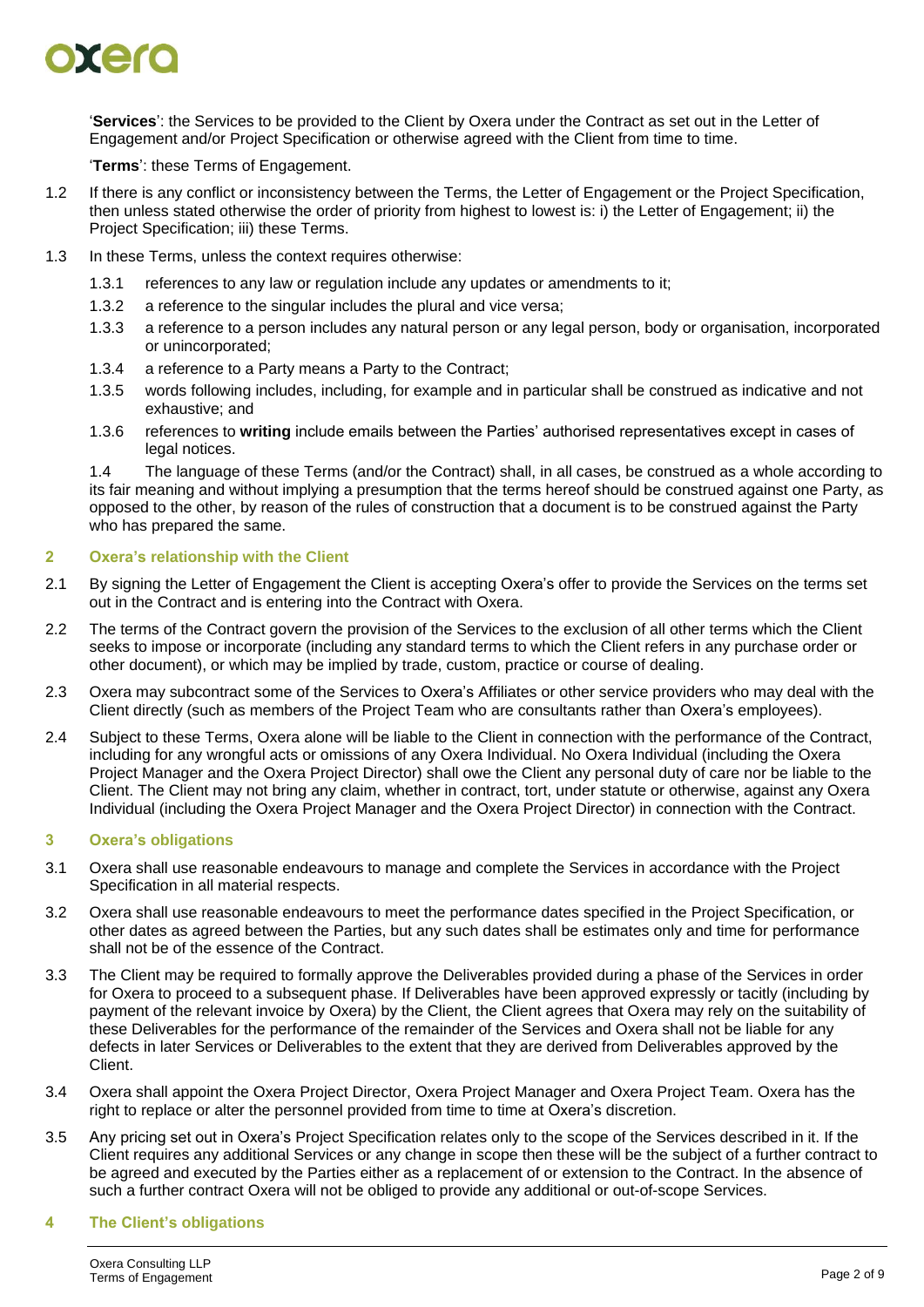'**Services**': the Services to be provided to the Client by Oxera under the Contract as set out in the Letter of Engagement and/or Project Specification or otherwise agreed with the Client from time to time.

'**Terms**': these Terms of Engagement.

1.2 If there is any conflict or inconsistency between the Terms, the Letter of Engagement or the Project Specification, then unless stated otherwise the order of priority from highest to lowest is: i) the Letter of Engagement; ii) the Project Specification; iii) these Terms.

1.3 In these Terms, unless the context requires otherwise:

1.3.1 references to any law or regulation include any updates or amendments to it;

1.3.2 a reference to the singular includes the plural and vice versa;

1.3.3 a reference to a person includes any natural person or any legal person, body or organisation, incorporated or unincorporated;

1.3.4 a reference to a Party means a Party to the Contract;

1.3.5 words following includes, including, for example and in particular shall be construed as indicative and not exhaustive; and

1.3.6 references to **writing** include emails between the Parties' authorised representatives except in cases of legal notices.

1.4 The language of these Terms (and/or the Contract) shall, in all cases, be construed as a whole according to its fair meaning and without implying a presumption that the terms hereof should be construed against one Party, as opposed to the other, by reason of the rules of construction that a document is to be construed against the Party who has prepared the same.

## 2 Oxera's relationship with the Client

2.1 By signing the Letter of Engagement the Client is accepting Oxera's offer to provide the Services on the terms set out in the Contract and is entering into the Contract with Oxera.

2.2 The terms of the Contract govern the provision of the Services to the exclusion of all other terms which the Client seeks to impose or incorporate (including any standard terms to which the Client refers in any purchase order or other document), or which may be implied by trade, custom, practice or course of dealing.

2.3 Oxera may subcontract some of the Services to Oxera's Affiliates or other service providers who may deal with the Client directly (such as members of the Project Team who are consultants rather than Oxera's employees).

2.4 Subject to these Terms, Oxera alone will be liable to the Client in connection with the performance of the Contract, including for any wrongful acts or omissions of any Oxera Individual. No Oxera Individual (including the Oxera Project Manager and the Oxera Project Director) shall owe the Client any personal duty of care nor be liable to the Client. The Client may not bring any claim, whether in contract, tort, under statute or otherwise, against any Oxera Individual (including the Oxera Project Manager and the Oxera Project Director) in connection with the Contract.

## 3 Oxera's obligations

3.1 Oxera shall use reasonable endeavours to manage and complete the Services in accordance with the Project Specification in all material respects.

3.2 Oxera shall use reasonable endeavours to meet the performance dates specified in the Project Specification, or other dates as agreed between the Parties, but any such dates shall be estimates only and time for performance shall not be of the essence of the Contract.

3.3 The Client may be required to formally approve the Deliverables provided during a phase of the Services in order for Oxera to proceed to a subsequent phase. If Deliverables have been approved expressly or tacitly (including by payment of the relevant invoice by Oxera) by the Client, the Client agrees that Oxera may rely on the suitability of these Deliverables for the performance of the remainder of the Services and Oxera shall not be liable for any defects in later Services or Deliverables to the extent that they are derived from Deliverables approved by the Client.

3.4 Oxera shall appoint the Oxera Project Director, Oxera Project Manager and Oxera Project Team. Oxera has the right to replace or alter the personnel provided from time to time at Oxera's discretion.

3.5 Any pricing set out in Oxera's Project Specification relates only to the scope of the Services described in it. If the Client requires any additional Services or any change in scope then these will be the subject of a further contract to be agreed and executed by the Parties either as a replacement of or extension to the Contract. In the absence of such a further contract Oxera will not be obliged to provide any additional or out-of-scope Services.

## 4 The Client's obligations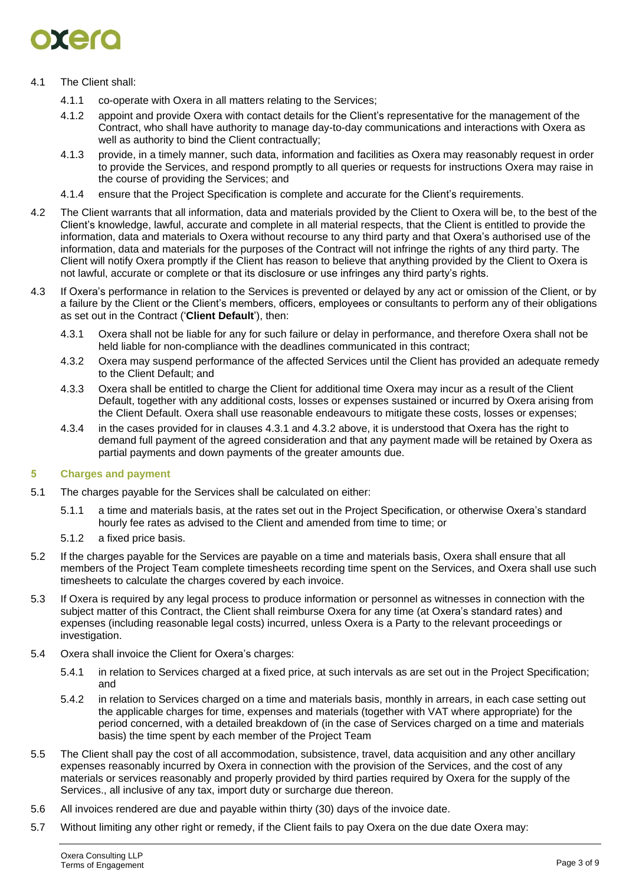4.1 The Client shall:

4.1.1 co-operate with Oxera in all matters relating to the Services;

4.1.2 appoint and provide Oxera with contact details for the Client's representative for the management of the Contract, who shall have authority to manage day-to-day communications and interactions with Oxera as well as authority to bind the Client contractually;

4.1.3 provide, in a timely manner, such data, information and facilities as Oxera may reasonably request in order to provide the Services, and respond promptly to all queries or requests for instructions Oxera may raise in the course of providing the Services; and

4.1.4 ensure that the Project Specification is complete and accurate for the Client's requirements.

4.2 The Client warrants that all information, data and materials provided by the Client to Oxera will be, to the best of the Client's knowledge, lawful, accurate and complete in all material respects, that the Client is entitled to provide the information, data and materials to Oxera without recourse to any third party and that Oxera's authorised use of the information, data and materials for the purposes of the Contract will not infringe the rights of any third party. The Client will notify Oxera promptly if the Client has reason to believe that anything provided by the Client to Oxera is not lawful, accurate or complete or that its disclosure or use infringes any third party's rights.

4.3 If Oxera's performance in relation to the Services is prevented or delayed by any act or omission of the Client, or by a failure by the Client or the Client's members, officers, employees or consultants to perform any of their obligations as set out in the Contract ('**Client Default**'), then:

4.3.1 Oxera shall not be liable for any for such failure or delay in performance, and therefore Oxera shall not be held liable for non-compliance with the deadlines communicated in this contract;

4.3.2 Oxera may suspend performance of the affected Services until the Client has provided an adequate remedy to the Client Default; and

4.3.3 Oxera shall be entitled to charge the Client for additional time Oxera may incur as a result of the Client Default, together with any additional costs, losses or expenses sustained or incurred by Oxera arising from the Client Default. Oxera shall use reasonable endeavours to mitigate these costs, losses or expenses;

4.3.4 in the cases provided for in clauses 4.3.1 and 4.3.2 above, it is understood that Oxera has the right to demand full payment of the agreed consideration and that any payment made will be retained by Oxera as partial payments and down payments of the greater amounts due.

## 5 Charges and payment

5.1 The charges payable for the Services shall be calculated on either:

5.1.1 a time and materials basis, at the rates set out in the Project Specification, or otherwise Oxera's standard hourly fee rates as advised to the Client and amended from time to time; or

5.1.2 a fixed price basis.

5.2 If the charges payable for the Services are payable on a time and materials basis, Oxera shall ensure that all members of the Project Team complete timesheets recording time spent on the Services, and Oxera shall use such timesheets to calculate the charges covered by each invoice.

5.3 If Oxera is required by any legal process to produce information or personnel as witnesses in connection with the subject matter of this Contract, the Client shall reimburse Oxera for any time (at Oxera's standard rates) and expenses (including reasonable legal costs) incurred, unless Oxera is a Party to the relevant proceedings or investigation.

5.4 Oxera shall invoice the Client for Oxera's charges:

5.4.1 in relation to Services charged at a fixed price, at such intervals as are set out in the Project Specification; and

5.4.2 in relation to Services charged on a time and materials basis, monthly in arrears, in each case setting out the applicable charges for time, expenses and materials (together with VAT where appropriate) for the period concerned, with a detailed breakdown of (in the case of Services charged on a time and materials basis) the time spent by each member of the Project Team

5.5 The Client shall pay the cost of all accommodation, subsistence, travel, data acquisition and any other ancillary expenses reasonably incurred by Oxera in connection with the provision of the Services, and the cost of any materials or services reasonably and properly provided by third parties required by Oxera for the supply of the Services., all inclusive of any tax, import duty or surcharge due thereon.

5.6 All invoices rendered are due and payable within thirty (30) days of the invoice date.

5.7 Without limiting any other right or remedy, if the Client fails to pay Oxera on the due date Oxera may: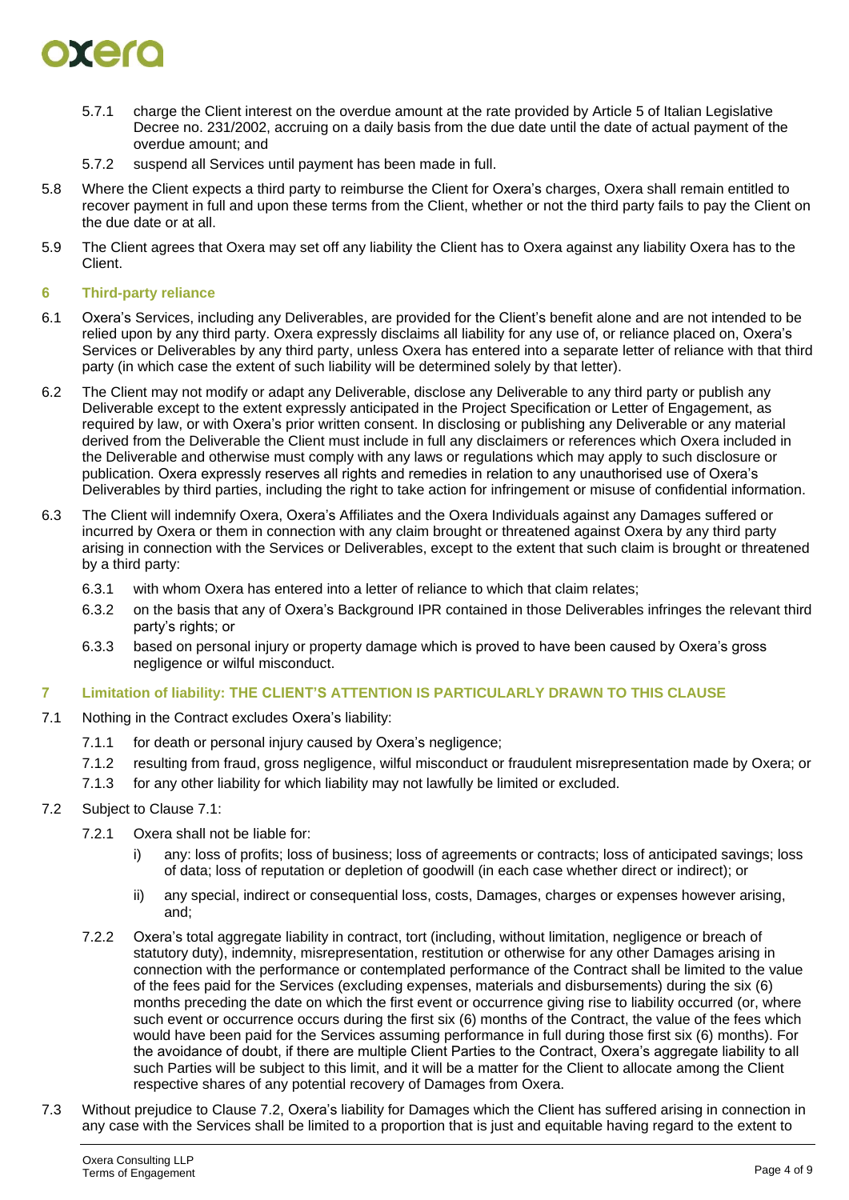5.7.1 charge the Client interest on the overdue amount at the rate provided by Article 5 of Italian Legislative Decree no. 231/2002, accruing on a daily basis from the due date until the date of actual payment of the overdue amount; and

5.7.2 suspend all Services until payment has been made in full.

5.8 Where the Client expects a third party to reimburse the Client for Oxera's charges, Oxera shall remain entitled to recover payment in full and upon these terms from the Client, whether or not the third party fails to pay the Client on the due date or at all.

5.9 The Client agrees that Oxera may set off any liability the Client has to Oxera against any liability Oxera has to the Client.

## 6 Third-party reliance

6.1 Oxera's Services, including any Deliverables, are provided for the Client's benefit alone and are not intended to be relied upon by any third party. Oxera expressly disclaims all liability for any use of, or reliance placed on, Oxera's Services or Deliverables by any third party, unless Oxera has entered into a separate letter of reliance with that third party (in which case the extent of such liability will be determined solely by that letter).

6.2 The Client may not modify or adapt any Deliverable, disclose any Deliverable to any third party or publish any Deliverable except to the extent expressly anticipated in the Project Specification or Letter of Engagement, as required by law, or with Oxera's prior written consent. In disclosing or publishing any Deliverable or any material derived from the Deliverable the Client must include in full any disclaimers or references which Oxera included in the Deliverable and otherwise must comply with any laws or regulations which may apply to such disclosure or publication. Oxera expressly reserves all rights and remedies in relation to any unauthorised use of Oxera's Deliverables by third parties, including the right to take action for infringement or misuse of confidential information.

6.3 The Client will indemnify Oxera, Oxera's Affiliates and the Oxera Individuals against any Damages suffered or incurred by Oxera or them in connection with any claim brought or threatened against Oxera by any third party arising in connection with the Services or Deliverables, except to the extent that such claim is brought or threatened by a third party:

6.3.1 with whom Oxera has entered into a letter of reliance to which that claim relates;

6.3.2 on the basis that any of Oxera's Background IPR contained in those Deliverables infringes the relevant third party's rights; or

6.3.3 based on personal injury or property damage which is proved to have been caused by Oxera's gross negligence or wilful misconduct.

## 7 Limitation of liability: THE CLIENT'S ATTENTION IS PARTICULARLY DRAWN TO THIS CLAUSE

7.1 Nothing in the Contract excludes Oxera's liability:

7.1.1 for death or personal injury caused by Oxera's negligence;

7.1.2 resulting from fraud, gross negligence, wilful misconduct or fraudulent misrepresentation made by Oxera; or

7.1.3 for any other liability for which liability may not lawfully be limited or excluded.

7.2 Subject to Clause 7.1:

7.2.1 Oxera shall not be liable for:

i) any: loss of profits; loss of business; loss of agreements or contracts; loss of anticipated savings; loss of data; loss of reputation or depletion of goodwill (in each case whether direct or indirect); or

ii) any special, indirect or consequential loss, costs, Damages, charges or expenses however arising, and;

7.2.2 Oxera's total aggregate liability in contract, tort (including, without limitation, negligence or breach of statutory duty), indemnity, misrepresentation, restitution or otherwise for any other Damages arising in connection with the performance or contemplated performance of the Contract shall be limited to the value of the fees paid for the Services (excluding expenses, materials and disbursements) during the six (6) months preceding the date on which the first event or occurrence giving rise to liability occurred (or, where such event or occurrence occurs during the first six (6) months of the Contract, the value of the fees which would have been paid for the Services assuming performance in full during those first six (6) months). For the avoidance of doubt, if there are multiple Client Parties to the Contract, Oxera's aggregate liability to all such Parties will be subject to this limit, and it will be a matter for the Client to allocate among the Client respective shares of any potential recovery of Damages from Oxera.

7.3 Without prejudice to Clause 7.2, Oxera's liability for Damages which the Client has suffered arising in connection in any case with the Services shall be limited to a proportion that is just and equitable having regard to the extent to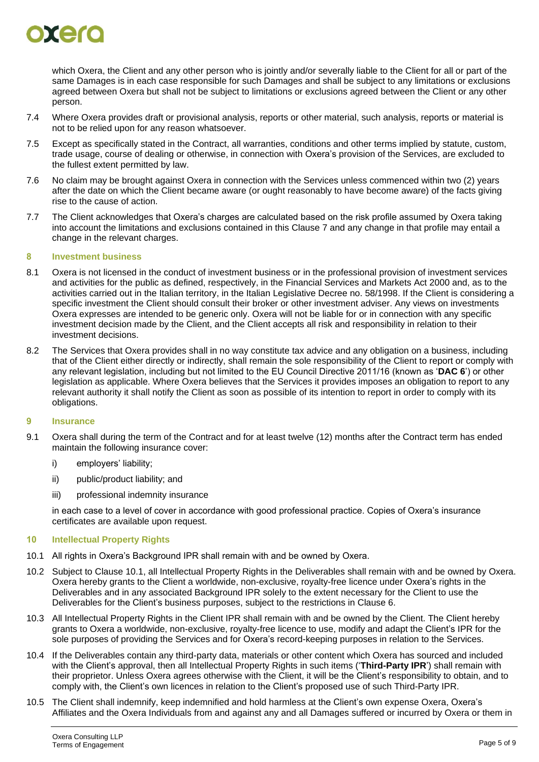which Oxera, the Client and any other person who is jointly and/or severally liable to the Client for all or part of the same Damages is in each case responsible for such Damages and shall be subject to any limitations or exclusions agreed between Oxera but shall not be subject to limitations or exclusions agreed between the Client or any other person.

7.4 Where Oxera provides draft or provisional analysis, reports or other material, such analysis, reports or material is not to be relied upon for any reason whatsoever.

7.5 Except as specifically stated in the Contract, all warranties, conditions and other terms implied by statute, custom, trade usage, course of dealing or otherwise, in connection with Oxera's provision of the Services, are excluded to the fullest extent permitted by law.

7.6 No claim may be brought against Oxera in connection with the Services unless commenced within two (2) years after the date on which the Client became aware (or ought reasonably to have become aware) of the facts giving rise to the cause of action.

7.7 The Client acknowledges that Oxera's charges are calculated based on the risk profile assumed by Oxera taking into account the limitations and exclusions contained in this Clause 7 and any change in that profile may entail a change in the relevant charges.

## 8 Investment business

8.1 Oxera is not licensed in the conduct of investment business or in the professional provision of investment services and activities for the public as defined, respectively, in the Financial Services and Markets Act 2000 and, as to the activities carried out in the Italian territory, in the Italian Legislative Decree no. 58/1998. If the Client is considering a specific investment the Client should consult their broker or other investment adviser. Any views on investments Oxera expresses are intended to be generic only. Oxera will not be liable for or in connection with any specific investment decision made by the Client, and the Client accepts all risk and responsibility in relation to their investment decisions.

8.2 The Services that Oxera provides shall in no way constitute tax advice and any obligation on a business, including that of the Client either directly or indirectly, shall remain the sole responsibility of the Client to report or comply with any relevant legislation, including but not limited to the EU Council Directive 2011/16 (known as '**DAC 6**') or other legislation as applicable. Where Oxera believes that the Services it provides imposes an obligation to report to any relevant authority it shall notify the Client as soon as possible of its intention to report in order to comply with its obligations.

## 9 Insurance

9.1 Oxera shall during the term of the Contract and for at least twelve (12) months after the Contract term has ended maintain the following insurance cover:

i) employers' liability;

ii) public/product liability; and

iii) professional indemnity insurance

in each case to a level of cover in accordance with good professional practice. Copies of Oxera's insurance certificates are available upon request.

## 10 Intellectual Property Rights

10.1 All rights in Oxera's Background IPR shall remain with and be owned by Oxera.

10.2 Subject to Clause 10.1, all Intellectual Property Rights in the Deliverables shall remain with and be owned by Oxera. Oxera hereby grants to the Client a worldwide, non-exclusive, royalty-free licence under Oxera's rights in the Deliverables and in any associated Background IPR solely to the extent necessary for the Client to use the Deliverables for the Client's business purposes, subject to the restrictions in Clause 6.

10.3 All Intellectual Property Rights in the Client IPR shall remain with and be owned by the Client. The Client hereby grants to Oxera a worldwide, non-exclusive, royalty-free licence to use, modify and adapt the Client's IPR for the sole purposes of providing the Services and for Oxera's record-keeping purposes in relation to the Services.

10.4 If the Deliverables contain any third-party data, materials or other content which Oxera has sourced and included with the Client's approval, then all Intellectual Property Rights in such items ('**Third-Party IPR**') shall remain with their proprietor. Unless Oxera agrees otherwise with the Client, it will be the Client's responsibility to obtain, and to comply with, the Client's own licences in relation to the Client's proposed use of such Third-Party IPR.

10.5 The Client shall indemnify, keep indemnified and hold harmless at the Client's own expense Oxera, Oxera's Affiliates and the Oxera Individuals from and against any and all Damages suffered or incurred by Oxera or them in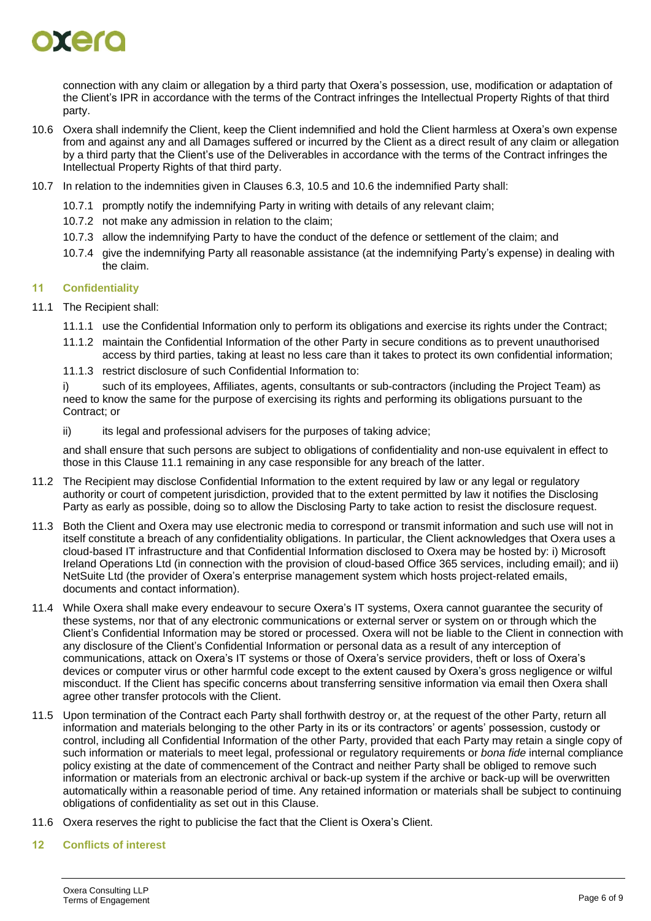connection with any claim or allegation by a third party that Oxera's possession, use, modification or adaptation of the Client's IPR in accordance with the terms of the Contract infringes the Intellectual Property Rights of that third party.

10.6 Oxera shall indemnify the Client, keep the Client indemnified and hold the Client harmless at Oxera's own expense from and against any and all Damages suffered or incurred by the Client as a direct result of any claim or allegation by a third party that the Client's use of the Deliverables in accordance with the terms of the Contract infringes the Intellectual Property Rights of that third party.

10.7 In relation to the indemnities given in Clauses 6.3, 10.5 and 10.6 the indemnified Party shall:

10.7.1 promptly notify the indemnifying Party in writing with details of any relevant claim;

10.7.2 not make any admission in relation to the claim;

10.7.3 allow the indemnifying Party to have the conduct of the defence or settlement of the claim; and

10.7.4 give the indemnifying Party all reasonable assistance (at the indemnifying Party's expense) in dealing with the claim.

## 11 Confidentiality

11.1 The Recipient shall:

11.1.1 use the Confidential Information only to perform its obligations and exercise its rights under the Contract;

11.1.2 maintain the Confidential Information of the other Party in secure conditions as to prevent unauthorised access by third parties, taking at least no less care than it takes to protect its own confidential information;

11.1.3 restrict disclosure of such Confidential Information to:

i) such of its employees, Affiliates, agents, consultants or sub-contractors (including the Project Team) as need to know the same for the purpose of exercising its rights and performing its obligations pursuant to the Contract; or

ii) its legal and professional advisers for the purposes of taking advice;

and shall ensure that such persons are subject to obligations of confidentiality and non-use equivalent in effect to those in this Clause 11.1 remaining in any case responsible for any breach of the latter.

11.2 The Recipient may disclose Confidential Information to the extent required by law or any legal or regulatory authority or court of competent jurisdiction, provided that to the extent permitted by law it notifies the Disclosing Party as early as possible, doing so to allow the Disclosing Party to take action to resist the disclosure request.

11.3 Both the Client and Oxera may use electronic media to correspond or transmit information and such use will not in itself constitute a breach of any confidentiality obligations. In particular, the Client acknowledges that Oxera uses a cloud-based IT infrastructure and that Confidential Information disclosed to Oxera may be hosted by: i) Microsoft Ireland Operations Ltd (in connection with the provision of cloud-based Office 365 services, including email); and ii) NetSuite Ltd (the provider of Oxera's enterprise management system which hosts project-related emails, documents and contact information).

11.4 While Oxera shall make every endeavour to secure Oxera's IT systems, Oxera cannot guarantee the security of these systems, nor that of any electronic communications or external server or system on or through which the Client's Confidential Information may be stored or processed. Oxera will not be liable to the Client in connection with any disclosure of the Client's Confidential Information or personal data as a result of any interception of communications, attack on Oxera's IT systems or those of Oxera's service providers, theft or loss of Oxera's devices or computer virus or other harmful code except to the extent caused by Oxera's gross negligence or wilful misconduct. If the Client has specific concerns about transferring sensitive information via email then Oxera shall agree other transfer protocols with the Client.

11.5 Upon termination of the Contract each Party shall forthwith destroy or, at the request of the other Party, return all information and materials belonging to the other Party in its or its contractors' or agents' possession, custody or control, including all Confidential Information of the other Party, provided that each Party may retain a single copy of such information or materials to meet legal, professional or regulatory requirements or *bona fide* internal compliance policy existing at the date of commencement of the Contract and neither Party shall be obliged to remove such information or materials from an electronic archival or back-up system if the archive or back-up will be overwritten automatically within a reasonable period of time. Any retained information or materials shall be subject to continuing obligations of confidentiality as set out in this Clause.

11.6 Oxera reserves the right to publicise the fact that the Client is Oxera's Client.

## 12 Conflicts of interest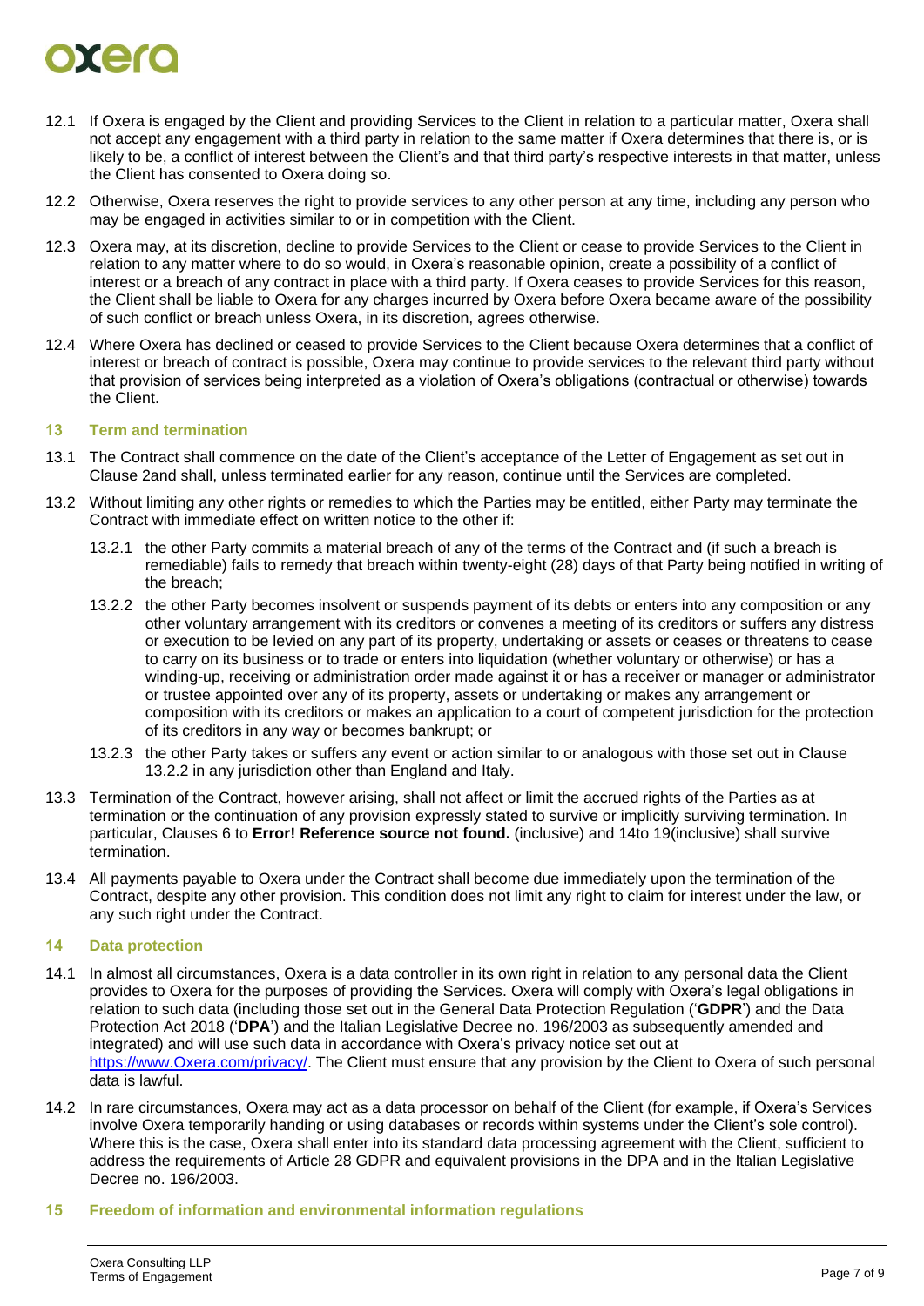12.1 If Oxera is engaged by the Client and providing Services to the Client in relation to a particular matter, Oxera shall not accept any engagement with a third party in relation to the same matter if Oxera determines that there is, or is likely to be, a conflict of interest between the Client's and that third party's respective interests in that matter, unless the Client has consented to Oxera doing so.

12.2 Otherwise, Oxera reserves the right to provide services to any other person at any time, including any person who may be engaged in activities similar to or in competition with the Client.

12.3 Oxera may, at its discretion, decline to provide Services to the Client or cease to provide Services to the Client in relation to any matter where to do so would, in Oxera's reasonable opinion, create a possibility of a conflict of interest or a breach of any contract in place with a third party. If Oxera ceases to provide Services for this reason, the Client shall be liable to Oxera for any charges incurred by Oxera before Oxera became aware of the possibility of such conflict or breach unless Oxera, in its discretion, agrees otherwise.

12.4 Where Oxera has declined or ceased to provide Services to the Client because Oxera determines that a conflict of interest or breach of contract is possible, Oxera may continue to provide services to the relevant third party without that provision of services being interpreted as a violation of Oxera's obligations (contractual or otherwise) towards the Client.

## 13 Term and termination

13.1 The Contract shall commence on the date of the Client's acceptance of the Letter of Engagement as set out in Clause 2and shall, unless terminated earlier for any reason, continue until the Services are completed.

13.2 Without limiting any other rights or remedies to which the Parties may be entitled, either Party may terminate the Contract with immediate effect on written notice to the other if:

13.2.1 the other Party commits a material breach of any of the terms of the Contract and (if such a breach is remediable) fails to remedy that breach within twenty-eight (28) days of that Party being notified in writing of the breach;

13.2.2 the other Party becomes insolvent or suspends payment of its debts or enters into any composition or any other voluntary arrangement with its creditors or convenes a meeting of its creditors or suffers any distress or execution to be levied on any part of its property, undertaking or assets or ceases or threatens to cease to carry on its business or to trade or enters into liquidation (whether voluntary or otherwise) or has a winding-up, receiving or administration order made against it or has a receiver or manager or administrator or trustee appointed over any of its property, assets or undertaking or makes any arrangement or composition with its creditors or makes an application to a court of competent jurisdiction for the protection of its creditors in any way or becomes bankrupt; or

13.2.3 the other Party takes or suffers any event or action similar to or analogous with those set out in Clause 13.2.2 in any jurisdiction other than England and Italy.

13.3 Termination of the Contract, however arising, shall not affect or limit the accrued rights of the Parties as at termination or the continuation of any provision expressly stated to survive or implicitly surviving termination. In particular, Clauses 6 to **Error! Reference source not found.** (inclusive) and 14to 19(inclusive) shall survive termination.

13.4 All payments payable to Oxera under the Contract shall become due immediately upon the termination of the Contract, despite any other provision. This condition does not limit any right to claim for interest under the law, or any such right under the Contract.

## 14 Data protection

14.1 In almost all circumstances, Oxera is a data controller in its own right in relation to any personal data the Client provides to Oxera for the purposes of providing the Services. Oxera will comply with Oxera's legal obligations in relation to such data (including those set out in the General Data Protection Regulation ('**GDPR**') and the Data Protection Act 2018 ('**DPA**') and the Italian Legislative Decree no. 196/2003 as subsequently amended and integrated) and will use such data in accordance with Oxera's privacy notice set out at https://www.Oxera.com/privacy/. The Client must ensure that any provision by the Client to Oxera of such personal data is lawful.

14.2 In rare circumstances, Oxera may act as a data processor on behalf of the Client (for example, if Oxera's Services involve Oxera temporarily handing or using databases or records within systems under the Client's sole control). Where this is the case, Oxera shall enter into its standard data processing agreement with the Client, sufficient to address the requirements of Article 28 GDPR and equivalent provisions in the DPA and in the Italian Legislative Decree no. 196/2003.

## 15 Freedom of information and environmental information regulations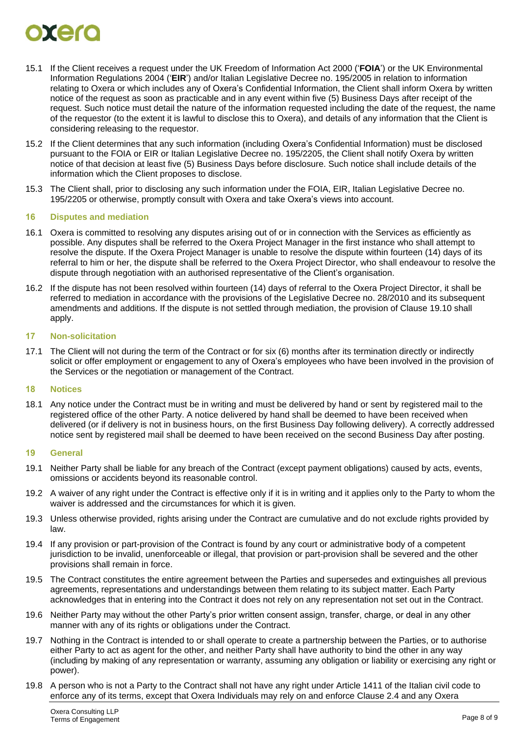15.1 If the Client receives a request under the UK Freedom of Information Act 2000 ('**FOIA**') or the UK Environmental Information Regulations 2004 ('**EIR**') and/or Italian Legislative Decree no. 195/2005 in relation to information relating to Oxera or which includes any of Oxera's Confidential Information, the Client shall inform Oxera by written notice of the request as soon as practicable and in any event within five (5) Business Days after receipt of the request. Such notice must detail the nature of the information requested including the date of the request, the name of the requestor (to the extent it is lawful to disclose this to Oxera), and details of any information that the Client is considering releasing to the requestor.

15.2 If the Client determines that any such information (including Oxera's Confidential Information) must be disclosed pursuant to the FOIA or EIR or Italian Legislative Decree no. 195/2205, the Client shall notify Oxera by written notice of that decision at least five (5) Business Days before disclosure. Such notice shall include details of the information which the Client proposes to disclose.

15.3 The Client shall, prior to disclosing any such information under the FOIA, EIR, Italian Legislative Decree no. 195/2205 or otherwise, promptly consult with Oxera and take Oxera's views into account.

## 16 Disputes and mediation

16.1 Oxera is committed to resolving any disputes arising out of or in connection with the Services as efficiently as possible. Any disputes shall be referred to the Oxera Project Manager in the first instance who shall attempt to resolve the dispute. If the Oxera Project Manager is unable to resolve the dispute within fourteen (14) days of its referral to him or her, the dispute shall be referred to the Oxera Project Director, who shall endeavour to resolve the dispute through negotiation with an authorised representative of the Client's organisation.

16.2 If the dispute has not been resolved within fourteen (14) days of referral to the Oxera Project Director, it shall be referred to mediation in accordance with the provisions of the Legislative Decree no. 28/2010 and its subsequent amendments and additions. If the dispute is not settled through mediation, the provision of Clause 19.10 shall apply.

## 17 Non-solicitation

17.1 The Client will not during the term of the Contract or for six (6) months after its termination directly or indirectly solicit or offer employment or engagement to any of Oxera's employees who have been involved in the provision of the Services or the negotiation or management of the Contract.

## 18 Notices

18.1 Any notice under the Contract must be in writing and must be delivered by hand or sent by registered mail to the registered office of the other Party. A notice delivered by hand shall be deemed to have been received when delivered (or if delivery is not in business hours, on the first Business Day following delivery). A correctly addressed notice sent by registered mail shall be deemed to have been received on the second Business Day after posting.

## 19 General

19.1 Neither Party shall be liable for any breach of the Contract (except payment obligations) caused by acts, events, omissions or accidents beyond its reasonable control.

19.2 A waiver of any right under the Contract is effective only if it is in writing and it applies only to the Party to whom the waiver is addressed and the circumstances for which it is given.

19.3 Unless otherwise provided, rights arising under the Contract are cumulative and do not exclude rights provided by law.

19.4 If any provision or part-provision of the Contract is found by any court or administrative body of a competent jurisdiction to be invalid, unenforceable or illegal, that provision or part-provision shall be severed and the other provisions shall remain in force.

19.5 The Contract constitutes the entire agreement between the Parties and supersedes and extinguishes all previous agreements, representations and understandings between them relating to its subject matter. Each Party acknowledges that in entering into the Contract it does not rely on any representation not set out in the Contract.

19.6 Neither Party may without the other Party's prior written consent assign, transfer, charge, or deal in any other manner with any of its rights or obligations under the Contract.

19.7 Nothing in the Contract is intended to or shall operate to create a partnership between the Parties, or to authorise either Party to act as agent for the other, and neither Party shall have authority to bind the other in any way (including by making of any representation or warranty, assuming any obligation or liability or exercising any right or power).

19.8 A person who is not a Party to the Contract shall not have any right under Article 1411 of the Italian civil code to enforce any of its terms, except that Oxera Individuals may rely on and enforce Clause 2.4 and any Oxera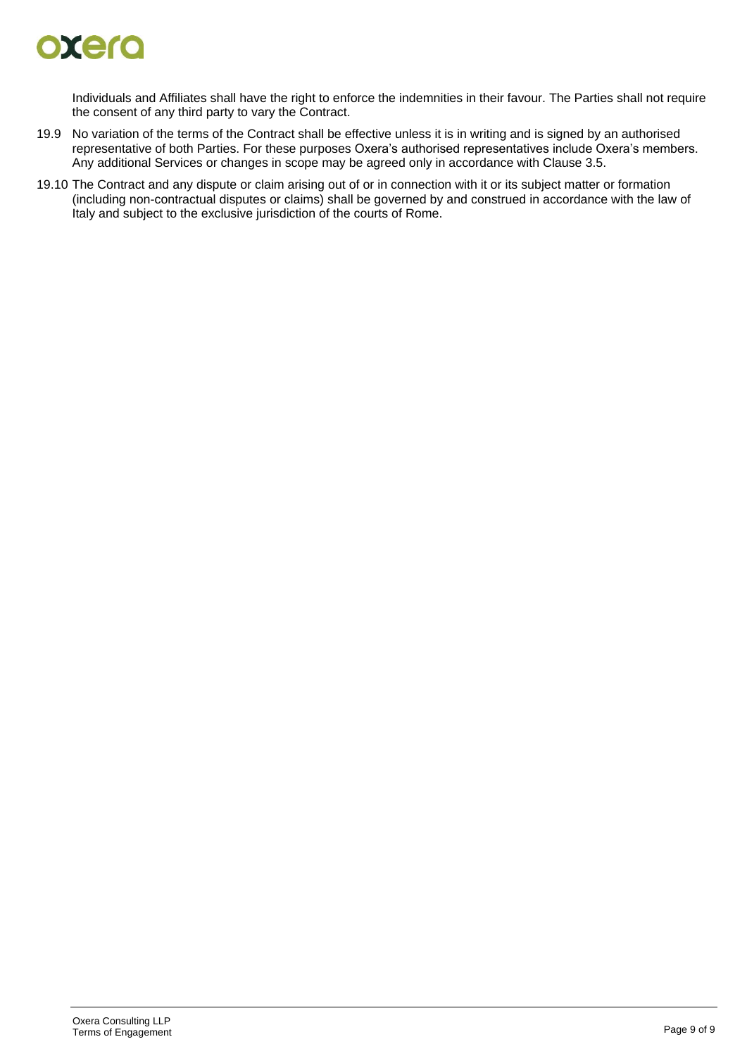Individuals and Affiliates shall have the right to enforce the indemnities in their favour. The Parties shall not require the consent of any third party to vary the Contract.

19.9 No variation of the terms of the Contract shall be effective unless it is in writing and is signed by an authorised representative of both Parties. For these purposes Oxera's authorised representatives include Oxera's members. Any additional Services or changes in scope may be agreed only in accordance with Clause 3.5.

19.10 The Contract and any dispute or claim arising out of or in connection with it or its subject matter or formation (including non-contractual disputes or claims) shall be governed by and construed in accordance with the law of Italy and subject to the exclusive jurisdiction of the courts of Rome.